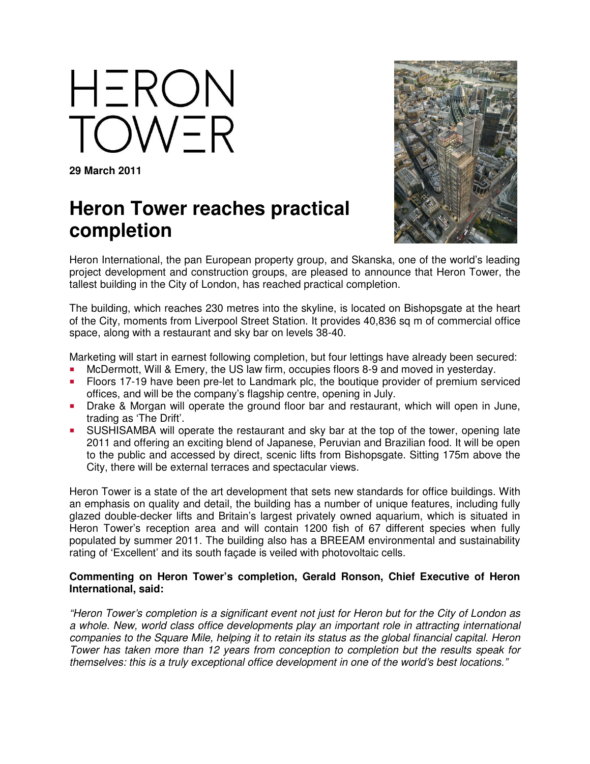HERON TOWER

**29 March 2011**

# Heron Tower reaches practical completion

Heron International, the pan European property group, and Skanska, one of the world's leading project development and construction groups, are pleased to announce that Heron Tower, the tallest building in the City of London, has reached practical completion.

The building, which reaches 230 metres into the skyline, is located on Bishopsgate at the heart of the City, moments from Liverpool Street Station. It provides 40,836 sq m of commercial office space, along with a restaurant and sky bar on levels 38-40.

Marketing will start in earnest following completion, but four lettings have already been secured:

- McDermott, Will & Emery, the US law firm, occupies floors 8-9 and moved in yesterday.
- Floors 17-19 have been pre-let to Landmark plc, the boutique provider of premium serviced offices, and will be the company's flagship centre, opening in July.
- Drake & Morgan will operate the ground floor bar and restaurant, which will open in June, trading as 'The Drift'.
- SUSHISAMBA will operate the restaurant and sky bar at the top of the tower, opening late 2011 and offering an exciting blend of Japanese, Peruvian and Brazilian food. It will be open to the public and accessed by direct, scenic lifts from Bishopsgate. Sitting 175m above the City, there will be external terraces and spectacular views.

Heron Tower is a state of the art development that sets new standards for office buildings. With an emphasis on quality and detail, the building has a number of unique features, including fully glazed double-decker lifts and Britain's largest privately owned aquarium, which is situated in Heron Tower's reception area and will contain 1200 fish of 67 different species when fully populated by summer 2011. The building also has a BREEAM environmental and sustainability rating of 'Excellent' and its south façade is veiled with photovoltaic cells.

**Commenting on Heron Tower's completion, Gerald Ronson, Chief Executive of Heron International, said:**

*"Heron Tower's completion is a significant event not just for Heron but for the City of London as a whole. New, world class office developments play an important role in attracting international companies to the Square Mile, helping it to retain its status as the global financial capital. Heron Tower has taken more than 12 years from conception to completion but the results speak for themselves: this is a truly exceptional office development in one of the world's best locations."*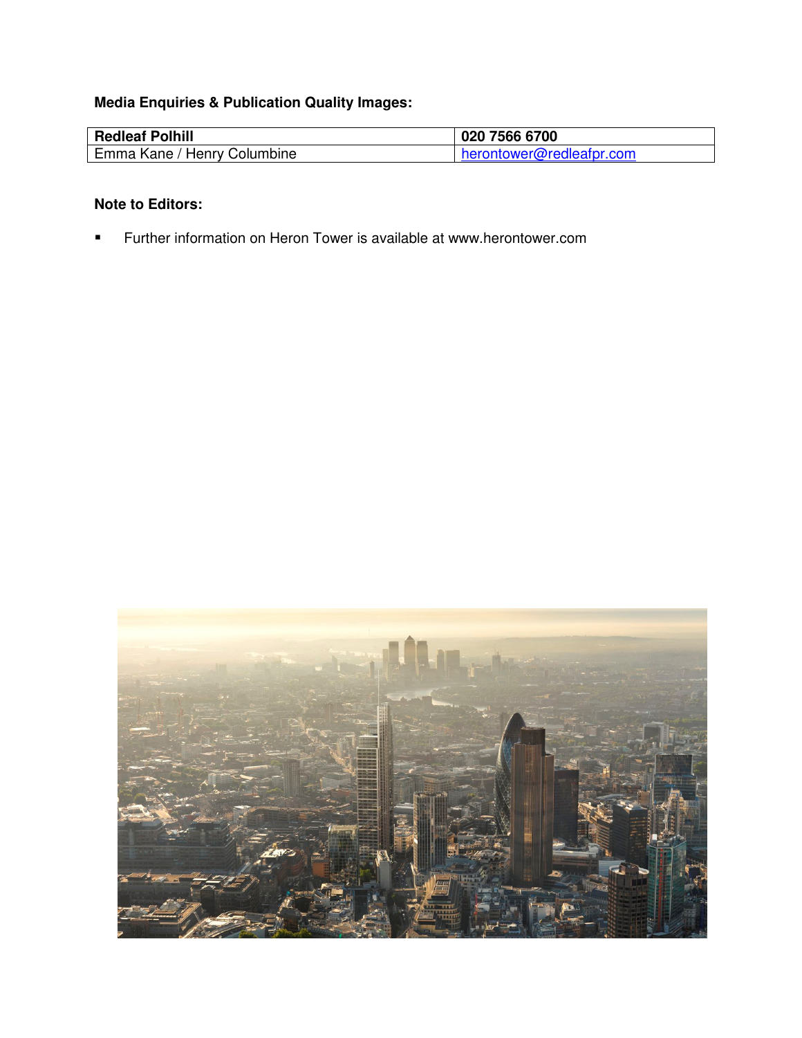**Media Enquiries & Publication Quality Images:**

| | |
|---|---|
| **Redleaf Polhill** | **020 7566 6700** |
| Emma Kane / Henry Columbine | herontower@redleafpr.com |

**Note to Editors:**

- Further information on Heron Tower is available at www.herontower.com